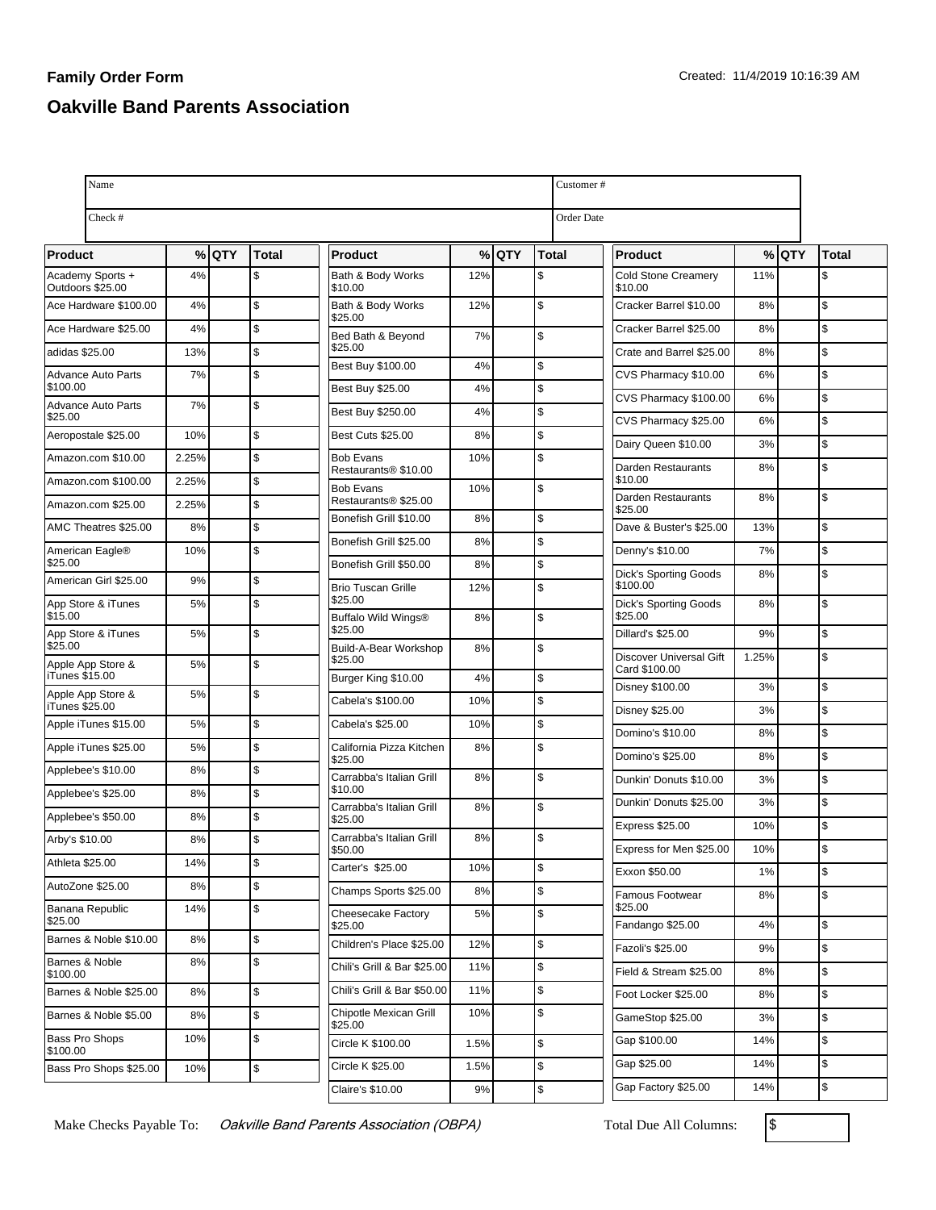**Family Order Form**

Created: 11/4/2019 10:16:39 AM

## Oakville Band Parents Association

| Name | | Customer # | |
|---|---|---|---|
| Check # | | Order Date | |

| Product | % | QTY | Total |
|---|---|---|---|
| Academy Sports + Outdoors $25.00 | 4% | | $ |
| Ace Hardware $100.00 | 4% | | $ |
| Ace Hardware $25.00 | 4% | | $ |
| adidas $25.00 | 13% | | $ |
| Advance Auto Parts $100.00 | 7% | | $ |
| Advance Auto Parts $25.00 | 7% | | $ |
| Aeropostale $25.00 | 10% | | $ |
| Amazon.com $10.00 | 2.25% | | $ |
| Amazon.com $100.00 | 2.25% | | $ |
| Amazon.com $25.00 | 2.25% | | $ |
| AMC Theatres $25.00 | 8% | | $ |
| American Eagle® $25.00 | 10% | | $ |
| American Girl $25.00 | 9% | | $ |
| App Store & iTunes $15.00 | 5% | | $ |
| App Store & iTunes $25.00 | 5% | | $ |
| Apple App Store & iTunes $15.00 | 5% | | $ |
| Apple App Store & iTunes $25.00 | 5% | | $ |
| Apple iTunes $15.00 | 5% | | $ |
| Apple iTunes $25.00 | 5% | | $ |
| Applebee's $10.00 | 8% | | $ |
| Applebee's $25.00 | 8% | | $ |
| Applebee's $50.00 | 8% | | $ |
| Arby's $10.00 | 8% | | $ |
| Athleta $25.00 | 14% | | $ |
| AutoZone $25.00 | 8% | | $ |
| Banana Republic $25.00 | 14% | | $ |
| Barnes & Noble $10.00 | 8% | | $ |
| Barnes & Noble $100.00 | 8% | | $ |
| Barnes & Noble $25.00 | 8% | | $ |
| Barnes & Noble $5.00 | 8% | | $ |
| Bass Pro Shops $100.00 | 10% | | $ |
| Bass Pro Shops $25.00 | 10% | | $ |
| Bath & Body Works $10.00 | 12% | | $ |
| Bath & Body Works $25.00 | 12% | | $ |
| Bed Bath & Beyond $25.00 | 7% | | $ |
| Best Buy $100.00 | 4% | | $ |
| Best Buy $25.00 | 4% | | $ |
| Best Buy $250.00 | 4% | | $ |
| Best Cuts $25.00 | 8% | | $ |
| Bob Evans Restaurants® $10.00 | 10% | | $ |
| Bob Evans Restaurants® $25.00 | 10% | | $ |
| Bonefish Grill $10.00 | 8% | | $ |
| Bonefish Grill $25.00 | 8% | | $ |
| Bonefish Grill $50.00 | 8% | | $ |
| Brio Tuscan Grille $25.00 | 12% | | $ |
| Buffalo Wild Wings® $25.00 | 8% | | $ |
| Build-A-Bear Workshop $25.00 | 8% | | $ |
| Burger King $10.00 | 4% | | $ |
| Cabela's $100.00 | 10% | | $ |
| Cabela's $25.00 | 10% | | $ |
| California Pizza Kitchen $25.00 | 8% | | $ |
| Carrabba's Italian Grill $10.00 | 8% | | $ |
| Carrabba's Italian Grill $25.00 | 8% | | $ |
| Carrabba's Italian Grill $50.00 | 8% | | $ |
| Carter's $25.00 | 10% | | $ |
| Champs Sports $25.00 | 8% | | $ |
| Cheesecake Factory $25.00 | 5% | | $ |
| Children's Place $25.00 | 12% | | $ |
| Chili's Grill & Bar $25.00 | 11% | | $ |
| Chili's Grill & Bar $50.00 | 11% | | $ |
| Chipotle Mexican Grill $25.00 | 10% | | $ |
| Circle K $100.00 | 1.5% | | $ |
| Circle K $25.00 | 1.5% | | $ |
| Claire's $10.00 | 9% | | $ |
| Cold Stone Creamery $10.00 | 11% | | $ |
| Cracker Barrel $10.00 | 8% | | $ |
| Cracker Barrel $25.00 | 8% | | $ |
| Crate and Barrel $25.00 | 8% | | $ |
| CVS Pharmacy $10.00 | 6% | | $ |
| CVS Pharmacy $100.00 | 6% | | $ |
| CVS Pharmacy $25.00 | 6% | | $ |
| Dairy Queen $10.00 | 3% | | $ |
| Darden Restaurants $10.00 | 8% | | $ |
| Darden Restaurants $25.00 | 8% | | $ |
| Dave & Buster's $25.00 | 13% | | $ |
| Denny's $10.00 | 7% | | $ |
| Dick's Sporting Goods $100.00 | 8% | | $ |
| Dick's Sporting Goods $25.00 | 8% | | $ |
| Dillard's $25.00 | 9% | | $ |
| Discover Universal Gift Card $100.00 | 1.25% | | $ |
| Disney $100.00 | 3% | | $ |
| Disney $25.00 | 3% | | $ |
| Domino's $10.00 | 8% | | $ |
| Domino's $25.00 | 8% | | $ |
| Dunkin' Donuts $10.00 | 3% | | $ |
| Dunkin' Donuts $25.00 | 3% | | $ |
| Express $25.00 | 10% | | $ |
| Express for Men $25.00 | 10% | | $ |
| Exxon $50.00 | 1% | | $ |
| Famous Footwear $25.00 | 8% | | $ |
| Fandango $25.00 | 4% | | $ |
| Fazoli's $25.00 | 9% | | $ |
| Field & Stream $25.00 | 8% | | $ |
| Foot Locker $25.00 | 8% | | $ |
| GameStop $25.00 | 3% | | $ |
| Gap $100.00 | 14% | | $ |
| Gap $25.00 | 14% | | $ |
| Gap Factory $25.00 | 14% | | $ |

Make Checks Payable To: *Oakville Band Parents Association (OBPA)*

Total Due All Columns: $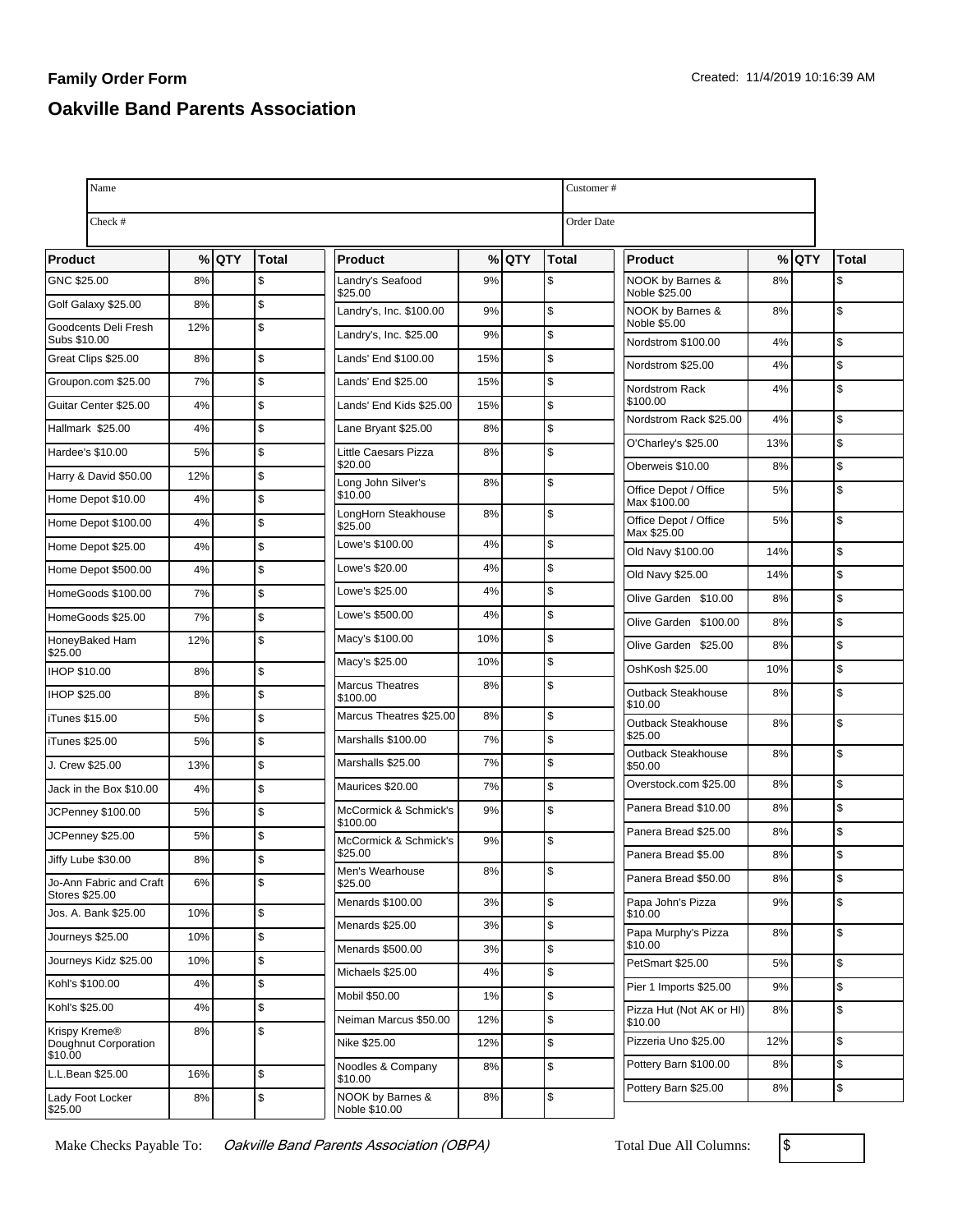**Family Order Form**

Created: 11/4/2019 10:16:39 AM

## Oakville Band Parents Association

| Name | | Customer # | |
|---|---|---|---|
| Check # | | Order Date | |

| Product | % | QTY | Total |
|---|---|---|---|
| GNC $25.00 | 8% | | $ |
| Golf Galaxy $25.00 | 8% | | $ |
| Goodcents Deli Fresh Subs $10.00 | 12% | | $ |
| Great Clips $25.00 | 8% | | $ |
| Groupon.com $25.00 | 7% | | $ |
| Guitar Center $25.00 | 4% | | $ |
| Hallmark $25.00 | 4% | | $ |
| Hardee's $10.00 | 5% | | $ |
| Harry & David $50.00 | 12% | | $ |
| Home Depot $10.00 | 4% | | $ |
| Home Depot $100.00 | 4% | | $ |
| Home Depot $25.00 | 4% | | $ |
| Home Depot $500.00 | 4% | | $ |
| HomeGoods $100.00 | 7% | | $ |
| HomeGoods $25.00 | 7% | | $ |
| HoneyBaked Ham $25.00 | 12% | | $ |
| IHOP $10.00 | 8% | | $ |
| IHOP $25.00 | 8% | | $ |
| iTunes $15.00 | 5% | | $ |
| iTunes $25.00 | 5% | | $ |
| J. Crew $25.00 | 13% | | $ |
| Jack in the Box $10.00 | 4% | | $ |
| JCPenney $100.00 | 5% | | $ |
| JCPenney $25.00 | 5% | | $ |
| Jiffy Lube $30.00 | 8% | | $ |
| Jo-Ann Fabric and Craft Stores $25.00 | 6% | | $ |
| Jos. A. Bank $25.00 | 10% | | $ |
| Journeys $25.00 | 10% | | $ |
| Journeys Kidz $25.00 | 10% | | $ |
| Kohl's $100.00 | 4% | | $ |
| Kohl's $25.00 | 4% | | $ |
| Krispy Kreme® Doughnut Corporation $10.00 | 8% | | $ |
| L.L.Bean $25.00 | 16% | | $ |
| Lady Foot Locker $25.00 | 8% | | $ |

| Product | % | QTY | Total |
|---|---|---|---|
| Landry's Seafood $25.00 | 9% | | $ |
| Landry's, Inc. $100.00 | 9% | | $ |
| Landry's, Inc. $25.00 | 9% | | $ |
| Lands' End $100.00 | 15% | | $ |
| Lands' End $25.00 | 15% | | $ |
| Lands' End Kids $25.00 | 15% | | $ |
| Lane Bryant $25.00 | 8% | | $ |
| Little Caesars Pizza $20.00 | 8% | | $ |
| Long John Silver's $10.00 | 8% | | $ |
| LongHorn Steakhouse $25.00 | 8% | | $ |
| Lowe's $100.00 | 4% | | $ |
| Lowe's $20.00 | 4% | | $ |
| Lowe's $25.00 | 4% | | $ |
| Lowe's $500.00 | 4% | | $ |
| Macy's $100.00 | 10% | | $ |
| Macy's $25.00 | 10% | | $ |
| Marcus Theatres $100.00 | 8% | | $ |
| Marcus Theatres $25.00 | 8% | | $ |
| Marshalls $100.00 | 7% | | $ |
| Marshalls $25.00 | 7% | | $ |
| Maurices $20.00 | 7% | | $ |
| McCormick & Schmick's $100.00 | 9% | | $ |
| McCormick & Schmick's $25.00 | 9% | | $ |
| Men's Wearhouse $25.00 | 8% | | $ |
| Menards $100.00 | 3% | | $ |
| Menards $25.00 | 3% | | $ |
| Menards $500.00 | 3% | | $ |
| Michaels $25.00 | 4% | | $ |
| Mobil $50.00 | 1% | | $ |
| Neiman Marcus $50.00 | 12% | | $ |
| Nike $25.00 | 12% | | $ |
| Noodles & Company $10.00 | 8% | | $ |
| NOOK by Barnes & Noble $10.00 | 8% | | $ |

| Product | % | QTY | Total |
|---|---|---|---|
| NOOK by Barnes & Noble $25.00 | 8% | | $ |
| NOOK by Barnes & Noble $5.00 | 8% | | $ |
| Nordstrom $100.00 | 4% | | $ |
| Nordstrom $25.00 | 4% | | $ |
| Nordstrom Rack $100.00 | 4% | | $ |
| Nordstrom Rack $25.00 | 4% | | $ |
| O'Charley's $25.00 | 13% | | $ |
| Oberweis $10.00 | 8% | | $ |
| Office Depot / Office Max $100.00 | 5% | | $ |
| Office Depot / Office Max $25.00 | 5% | | $ |
| Old Navy $100.00 | 14% | | $ |
| Old Navy $25.00 | 14% | | $ |
| Olive Garden $10.00 | 8% | | $ |
| Olive Garden $100.00 | 8% | | $ |
| Olive Garden $25.00 | 8% | | $ |
| OshKosh $25.00 | 10% | | $ |
| Outback Steakhouse $10.00 | 8% | | $ |
| Outback Steakhouse $25.00 | 8% | | $ |
| Outback Steakhouse $50.00 | 8% | | $ |
| Overstock.com $25.00 | 8% | | $ |
| Panera Bread $10.00 | 8% | | $ |
| Panera Bread $25.00 | 8% | | $ |
| Panera Bread $5.00 | 8% | | $ |
| Panera Bread $50.00 | 8% | | $ |
| Papa John's Pizza $10.00 | 9% | | $ |
| Papa Murphy's Pizza $10.00 | 8% | | $ |
| PetSmart $25.00 | 5% | | $ |
| Pier 1 Imports $25.00 | 9% | | $ |
| Pizza Hut (Not AK or HI) $10.00 | 8% | | $ |
| Pizzeria Uno $25.00 | 12% | | $ |
| Pottery Barn $100.00 | 8% | | $ |
| Pottery Barn $25.00 | 8% | | $ |

Make Checks Payable To: *Oakville Band Parents Association (OBPA)*

Total Due All Columns: $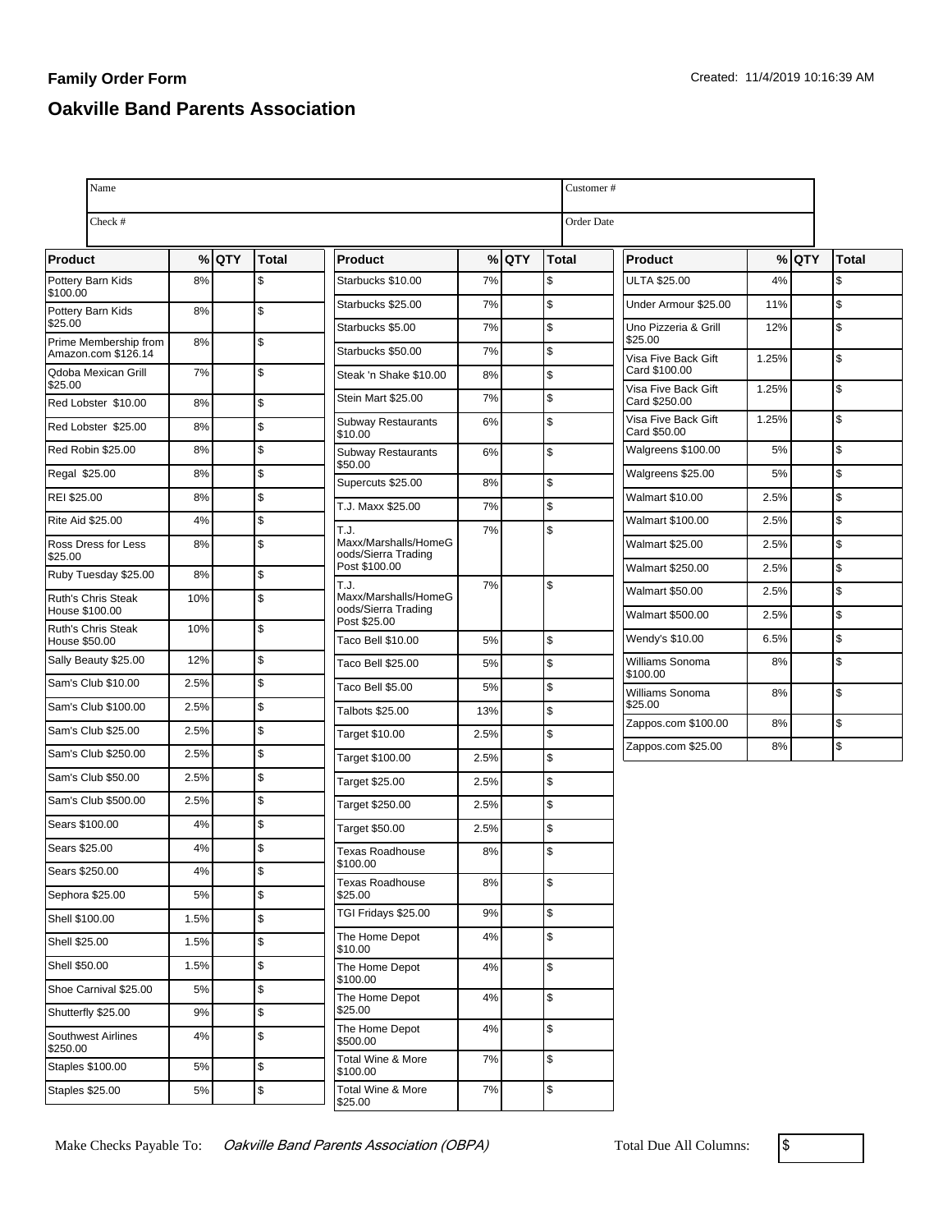**Family Order Form**

Created: 11/4/2019 10:16:39 AM

## Oakville Band Parents Association

| | |
|---|---|
| Name | Customer # |
| Check # | Order Date |

| Product | % | QTY | Total |
|---|---|---|---|
| Pottery Barn Kids $100.00 | 8% | | $ |
| Pottery Barn Kids $25.00 | 8% | | $ |
| Prime Membership from Amazon.com $126.14 | 8% | | $ |
| Qdoba Mexican Grill $25.00 | 7% | | $ |
| Red Lobster $10.00 | 8% | | $ |
| Red Lobster $25.00 | 8% | | $ |
| Red Robin $25.00 | 8% | | $ |
| Regal $25.00 | 8% | | $ |
| REI $25.00 | 8% | | $ |
| Rite Aid $25.00 | 4% | | $ |
| Ross Dress for Less $25.00 | 8% | | $ |
| Ruby Tuesday $25.00 | 8% | | $ |
| Ruth's Chris Steak House $100.00 | 10% | | $ |
| Ruth's Chris Steak House $50.00 | 10% | | $ |
| Sally Beauty $25.00 | 12% | | $ |
| Sam's Club $10.00 | 2.5% | | $ |
| Sam's Club $100.00 | 2.5% | | $ |
| Sam's Club $25.00 | 2.5% | | $ |
| Sam's Club $250.00 | 2.5% | | $ |
| Sam's Club $50.00 | 2.5% | | $ |
| Sam's Club $500.00 | 2.5% | | $ |
| Sears $100.00 | 4% | | $ |
| Sears $25.00 | 4% | | $ |
| Sears $250.00 | 4% | | $ |
| Sephora $25.00 | 5% | | $ |
| Shell $100.00 | 1.5% | | $ |
| Shell $25.00 | 1.5% | | $ |
| Shell $50.00 | 1.5% | | $ |
| Shoe Carnival $25.00 | 5% | | $ |
| Shutterfly $25.00 | 9% | | $ |
| Southwest Airlines $250.00 | 4% | | $ |
| Staples $100.00 | 5% | | $ |
| Staples $25.00 | 5% | | $ |

| Product | % | QTY | Total |
|---|---|---|---|
| Starbucks $10.00 | 7% | | $ |
| Starbucks $25.00 | 7% | | $ |
| Starbucks $5.00 | 7% | | $ |
| Starbucks $50.00 | 7% | | $ |
| Steak 'n Shake $10.00 | 8% | | $ |
| Stein Mart $25.00 | 7% | | $ |
| Subway Restaurants $10.00 | 6% | | $ |
| Subway Restaurants $50.00 | 6% | | $ |
| Supercuts $25.00 | 8% | | $ |
| T.J. Maxx $25.00 | 7% | | $ |
| T.J. Maxx/Marshalls/HomeGoods/Sierra Trading Post $100.00 | 7% | | $ |
| T.J. Maxx/Marshalls/HomeGoods/Sierra Trading Post $25.00 | 7% | | $ |
| Taco Bell $10.00 | 5% | | $ |
| Taco Bell $25.00 | 5% | | $ |
| Taco Bell $5.00 | 5% | | $ |
| Talbots $25.00 | 13% | | $ |
| Target $10.00 | 2.5% | | $ |
| Target $100.00 | 2.5% | | $ |
| Target $25.00 | 2.5% | | $ |
| Target $250.00 | 2.5% | | $ |
| Target $50.00 | 2.5% | | $ |
| Texas Roadhouse $100.00 | 8% | | $ |
| Texas Roadhouse $25.00 | 8% | | $ |
| TGI Fridays $25.00 | 9% | | $ |
| The Home Depot $10.00 | 4% | | $ |
| The Home Depot $100.00 | 4% | | $ |
| The Home Depot $25.00 | 4% | | $ |
| The Home Depot $500.00 | 4% | | $ |
| Total Wine & More $100.00 | 7% | | $ |
| Total Wine & More $25.00 | 7% | | $ |

| Product | % | QTY | Total |
|---|---|---|---|
| ULTA $25.00 | 4% | | $ |
| Under Armour $25.00 | 11% | | $ |
| Uno Pizzeria & Grill $25.00 | 12% | | $ |
| Visa Five Back Gift Card $100.00 | 1.25% | | $ |
| Visa Five Back Gift Card $250.00 | 1.25% | | $ |
| Visa Five Back Gift Card $50.00 | 1.25% | | $ |
| Walgreens $100.00 | 5% | | $ |
| Walgreens $25.00 | 5% | | $ |
| Walmart $10.00 | 2.5% | | $ |
| Walmart $100.00 | 2.5% | | $ |
| Walmart $25.00 | 2.5% | | $ |
| Walmart $250.00 | 2.5% | | $ |
| Walmart $50.00 | 2.5% | | $ |
| Walmart $500.00 | 2.5% | | $ |
| Wendy's $10.00 | 6.5% | | $ |
| Williams Sonoma $100.00 | 8% | | $ |
| Williams Sonoma $25.00 | 8% | | $ |
| Zappos.com $100.00 | 8% | | $ |
| Zappos.com $25.00 | 8% | | $ |

Make Checks Payable To: *Oakville Band Parents Association (OBPA)*

Total Due All Columns: $